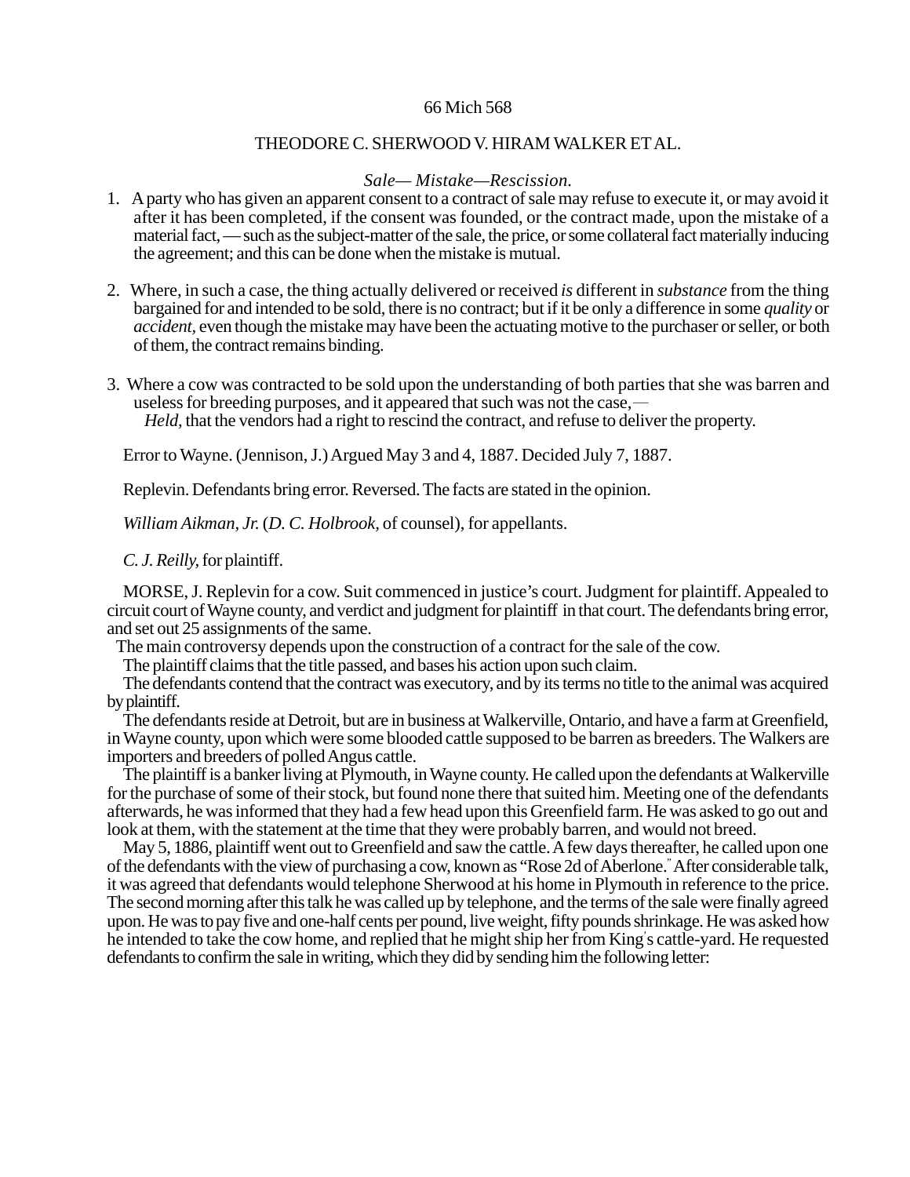66 Mich 568

## THEODORE C. SHERWOOD V. HIRAM WALKER ET AL.

*Sale— Mistake—Rescission.*

1. A party who has given an apparent consent to a contract of sale may refuse to execute it, or may avoid it after it has been completed, if the consent was founded, or the contract made, upon the mistake of a material fact, — such as the subject-matter of the sale, the price, or some collateral fact materially inducing the agreement; and this can be done when the mistake is mutual.

2. Where, in such a case, the thing actually delivered or received *is* different in *substance* from the thing bargained for and intended to be sold, there is no contract; but if it be only a difference in some *quality* or *accident*, even though the mistake may have been the actuating motive to the purchaser or seller, or both of them, the contract remains binding.

3. Where a cow was contracted to be sold upon the understanding of both parties that she was barren and useless for breeding purposes, and it appeared that such was not the case, —
   *Held*, that the vendors had a right to rescind the contract, and refuse to deliver the property.

Error to Wayne. (Jennison, J.) Argued May 3 and 4, 1887. Decided July 7, 1887.

Replevin. Defendants bring error. Reversed. The facts are stated in the opinion.

*William Aikman, Jr.* (*D. C. Holbrook*, of counsel), for appellants.

*C. J. Reilly*, for plaintiff.

MORSE, J. Replevin for a cow. Suit commenced in justice's court. Judgment for plaintiff. Appealed to circuit court of Wayne county, and verdict and judgment for plaintiff in that court. The defendants bring error, and set out 25 assignments of the same.

The main controversy depends upon the construction of a contract for the sale of the cow.

The plaintiff claims that the title passed, and bases his action upon such claim.

The defendants contend that the contract was executory, and by its terms no title to the animal was acquired by plaintiff.

The defendants reside at Detroit, but are in business at Walkerville, Ontario, and have a farm at Greenfield, in Wayne county, upon which were some blooded cattle supposed to be barren as breeders. The Walkers are importers and breeders of polled Angus cattle.

The plaintiff is a banker living at Plymouth, in Wayne county. He called upon the defendants at Walkerville for the purchase of some of their stock, but found none there that suited him. Meeting one of the defendants afterwards, he was informed that they had a few head upon this Greenfield farm. He was asked to go out and look at them, with the statement at the time that they were probably barren, and would not breed.

May 5, 1886, plaintiff went out to Greenfield and saw the cattle. A few days thereafter, he called upon one of the defendants with the view of purchasing a cow, known as "Rose 2d of Aberlone." After considerable talk, it was agreed that defendants would telephone Sherwood at his home in Plymouth in reference to the price. The second morning after this talk he was called up by telephone, and the terms of the sale were finally agreed upon. He was to pay five and one-half cents per pound, live weight, fifty pounds shrinkage. He was asked how he intended to take the cow home, and replied that he might ship her from King's cattle-yard. He requested defendants to confirm the sale in writing, which they did by sending him the following letter: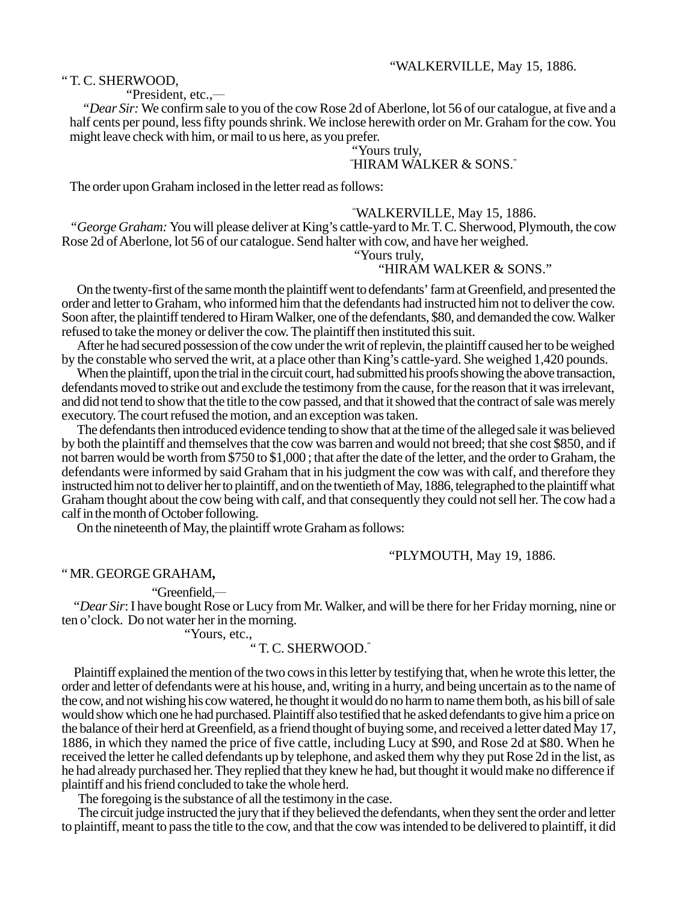"WALKERVILLE, May 15, 1886.

" T. C. SHERWOOD,

"President, etc.,—

"*Dear Sir:* We confirm sale to you of the cow Rose 2d of Aberlone, lot 56 of our catalogue, at five and a half cents per pound, less fifty pounds shrink. We inclose herewith order on Mr. Graham for the cow. You might leave check with him, or mail to us here, as you prefer.

"Yours truly,
"HIRAM WALKER & SONS."

The order upon Graham inclosed in the letter read as follows:

"WALKERVILLE, May 15, 1886.

"*George Graham:* You will please deliver at King's cattle-yard to Mr. T. C. Sherwood, Plymouth, the cow Rose 2d of Aberlone, lot 56 of our catalogue. Send halter with cow, and have her weighed.

"Yours truly,
"HIRAM WALKER & SONS."

On the twenty-first of the same month the plaintiff went to defendants' farm at Greenfield, and presented the order and letter to Graham, who informed him that the defendants had instructed him not to deliver the cow. Soon after, the plaintiff tendered to Hiram Walker, one of the defendants, $80, and demanded the cow. Walker refused to take the money or deliver the cow. The plaintiff then instituted this suit.

After he had secured possession of the cow under the writ of replevin, the plaintiff caused her to be weighed by the constable who served the writ, at a place other than King's cattle-yard. She weighed 1,420 pounds.

When the plaintiff, upon the trial in the circuit court, had submitted his proofs showing the above transaction, defendants moved to strike out and exclude the testimony from the cause, for the reason that it was irrelevant, and did not tend to show that the title to the cow passed, and that it showed that the contract of sale was merely executory. The court refused the motion, and an exception was taken.

The defendants then introduced evidence tending to show that at the time of the alleged sale it was believed by both the plaintiff and themselves that the cow was barren and would not breed; that she cost $850, and if not barren would be worth from $750 to $1,000 ; that after the date of the letter, and the order to Graham, the defendants were informed by said Graham that in his judgment the cow was with calf, and therefore they instructed him not to deliver her to plaintiff, and on the twentieth of May, 1886, telegraphed to the plaintiff what Graham thought about the cow being with calf, and that consequently they could not sell her. The cow had a calf in the month of October following.

On the nineteenth of May, the plaintiff wrote Graham as follows:

"PLYMOUTH, May 19, 1886.

" MR. GEORGE GRAHAM**,**

"Greenfield,—

"*Dear Sir*: I have bought Rose or Lucy from Mr. Walker, and will be there for her Friday morning, nine or ten o'clock. Do not water her in the morning.

"Yours, etc.,
" T. C. SHERWOOD."

Plaintiff explained the mention of the two cows in this letter by testifying that, when he wrote this letter, the order and letter of defendants were at his house, and, writing in a hurry, and being uncertain as to the name of the cow, and not wishing his cow watered, he thought it would do no harm to name them both, as his bill of sale would show which one he had purchased. Plaintiff also testified that he asked defendants to give him a price on the balance of their herd at Greenfield, as a friend thought of buying some, and received a letter dated May 17, 1886, in which they named the price of five cattle, including Lucy at $90, and Rose 2d at $80. When he received the letter he called defendants up by telephone, and asked them why they put Rose 2d in the list, as he had already purchased her. They replied that they knew he had, but thought it would make no difference if plaintiff and his friend concluded to take the whole herd.

The foregoing is the substance of all the testimony in the case.

The circuit judge instructed the jury that if they believed the defendants, when they sent the order and letter to plaintiff, meant to pass the title to the cow, and that the cow was intended to be delivered to plaintiff, it did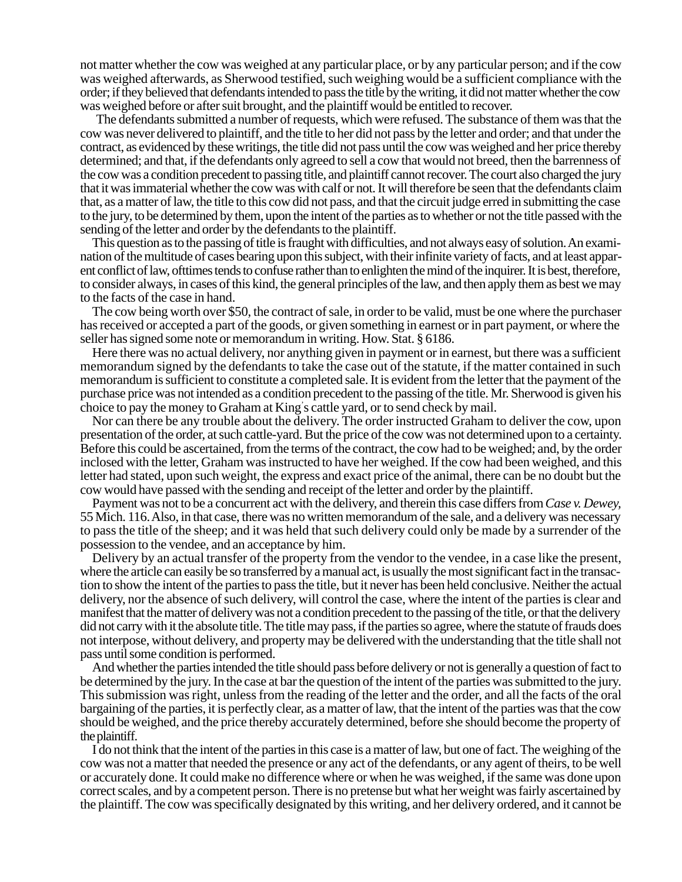not matter whether the cow was weighed at any particular place, or by any particular person; and if the cow was weighed afterwards, as Sherwood testified, such weighing would be a sufficient compliance with the order; if they believed that defendants intended to pass the title by the writing, it did not matter whether the cow was weighed before or after suit brought, and the plaintiff would be entitled to recover.

The defendants submitted a number of requests, which were refused. The substance of them was that the cow was never delivered to plaintiff, and the title to her did not pass by the letter and order; and that under the contract, as evidenced by these writings, the title did not pass until the cow was weighed and her price thereby determined; and that, if the defendants only agreed to sell a cow that would not breed, then the barrenness of the cow was a condition precedent to passing title, and plaintiff cannot recover. The court also charged the jury that it was immaterial whether the cow was with calf or not. It will therefore be seen that the defendants claim that, as a matter of law, the title to this cow did not pass, and that the circuit judge erred in submitting the case to the jury, to be determined by them, upon the intent of the parties as to whether or not the title passed with the sending of the letter and order by the defendants to the plaintiff.

This question as to the passing of title is fraught with difficulties, and not always easy of solution. An examination of the multitude of cases bearing upon this subject, with their infinite variety of facts, and at least apparent conflict of law, ofttimes tends to confuse rather than to enlighten the mind of the inquirer. It is best, therefore, to consider always, in cases of this kind, the general principles of the law, and then apply them as best we may to the facts of the case in hand.

The cow being worth over $50, the contract of sale, in order to be valid, must be one where the purchaser has received or accepted a part of the goods, or given something in earnest or in part payment, or where the seller has signed some note or memorandum in writing. How. Stat. § 6186.

Here there was no actual delivery, nor anything given in payment or in earnest, but there was a sufficient memorandum signed by the defendants to take the case out of the statute, if the matter contained in such memorandum is sufficient to constitute a completed sale. It is evident from the letter that the payment of the purchase price was not intended as a condition precedent to the passing of the title. Mr. Sherwood is given his choice to pay the money to Graham at King's cattle yard, or to send check by mail.

Nor can there be any trouble about the delivery. The order instructed Graham to deliver the cow, upon presentation of the order, at such cattle-yard. But the price of the cow was not determined upon to a certainty. Before this could be ascertained, from the terms of the contract, the cow had to be weighed; and, by the order inclosed with the letter, Graham was instructed to have her weighed. If the cow had been weighed, and this letter had stated, upon such weight, the express and exact price of the animal, there can be no doubt but the cow would have passed with the sending and receipt of the letter and order by the plaintiff.

Payment was not to be a concurrent act with the delivery, and therein this case differs from *Case v. Dewey*, 55 Mich. 116. Also, in that case, there was no written memorandum of the sale, and a delivery was necessary to pass the title of the sheep; and it was held that such delivery could only be made by a surrender of the possession to the vendee, and an acceptance by him.

Delivery by an actual transfer of the property from the vendor to the vendee, in a case like the present, where the article can easily be so transferred by a manual act, is usually the most significant fact in the transaction to show the intent of the parties to pass the title, but it never has been held conclusive. Neither the actual delivery, nor the absence of such delivery, will control the case, where the intent of the parties is clear and manifest that the matter of delivery was not a condition precedent to the passing of the title, or that the delivery did not carry with it the absolute title. The title may pass, if the parties so agree, where the statute of frauds does not interpose, without delivery, and property may be delivered with the understanding that the title shall not pass until some condition is performed.

And whether the parties intended the title should pass before delivery or not is generally a question of fact to be determined by the jury. In the case at bar the question of the intent of the parties was submitted to the jury. This submission was right, unless from the reading of the letter and the order, and all the facts of the oral bargaining of the parties, it is perfectly clear, as a matter of law, that the intent of the parties was that the cow should be weighed, and the price thereby accurately determined, before she should become the property of the plaintiff.

I do not think that the intent of the parties in this case is a matter of law, but one of fact. The weighing of the cow was not a matter that needed the presence or any act of the defendants, or any agent of theirs, to be well or accurately done. It could make no difference where or when he was weighed, if the same was done upon correct scales, and by a competent person. There is no pretense but what her weight was fairly ascertained by the plaintiff. The cow was specifically designated by this writing, and her delivery ordered, and it cannot be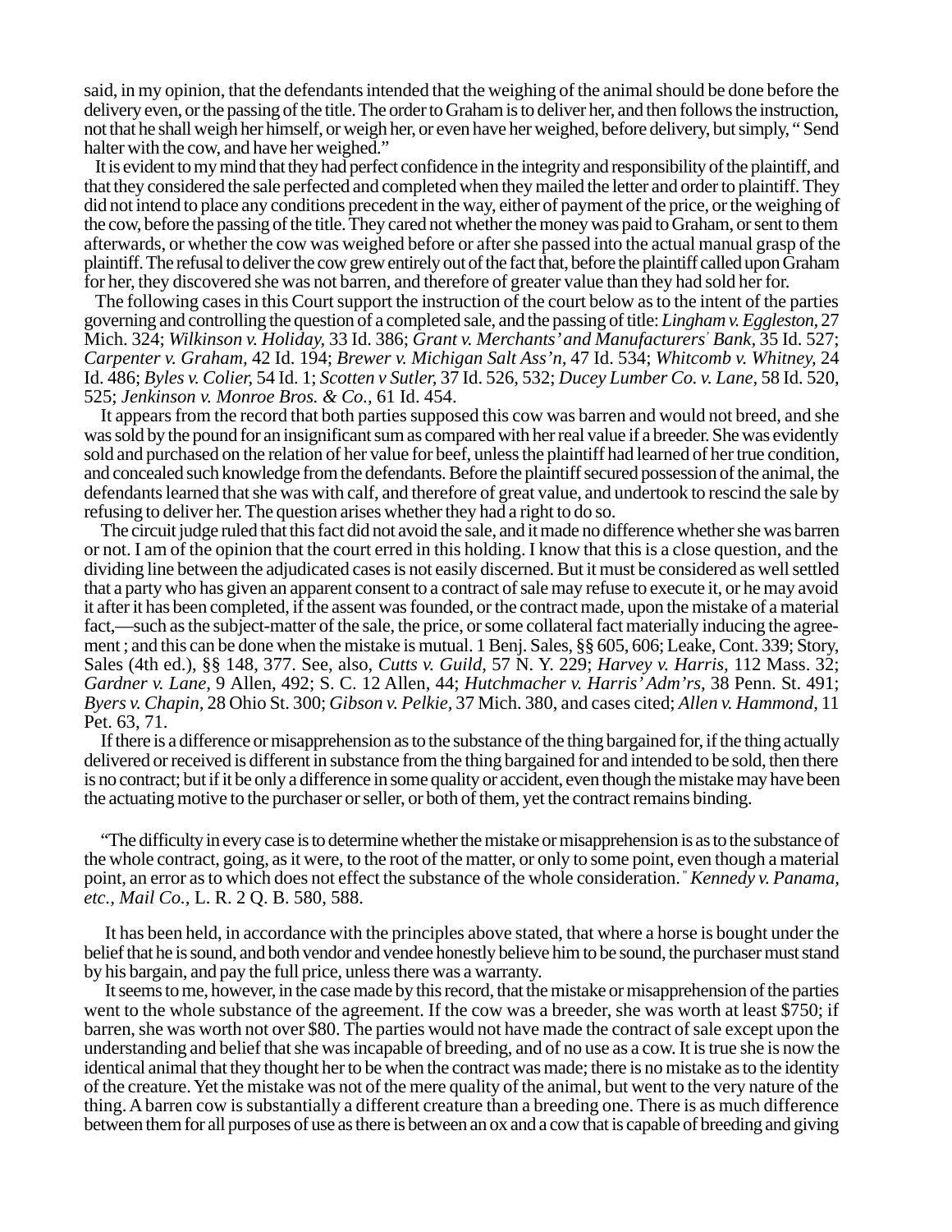said, in my opinion, that the defendants intended that the weighing of the animal should be done before the delivery even, or the passing of the title. The order to Graham is to deliver her, and then follows the instruction, not that he shall weigh her himself, or weigh her, or even have her weighed, before delivery, but simply, " Send halter with the cow, and have her weighed."

It is evident to my mind that they had perfect confidence in the integrity and responsibility of the plaintiff, and that they considered the sale perfected and completed when they mailed the letter and order to plaintiff. They did not intend to place any conditions precedent in the way, either of payment of the price, or the weighing of the cow, before the passing of the title. They cared not whether the money was paid to Graham, or sent to them afterwards, or whether the cow was weighed before or after she passed into the actual manual grasp of the plaintiff. The refusal to deliver the cow grew entirely out of the fact that, before the plaintiff called upon Graham for her, they discovered she was not barren, and therefore of greater value than they had sold her for.

The following cases in this Court support the instruction of the court below as to the intent of the parties governing and controlling the question of a completed sale, and the passing of title: *Lingham v. Eggleston,* 27 Mich. 324; *Wilkinson v. Holiday,* 33 Id. 386; *Grant v. Merchants' and Manufacturers' Bank,* 35 Id. 527; *Carpenter v. Graham,* 42 Id. 194; *Brewer v. Michigan Salt Ass'n,* 47 Id. 534; *Whitcomb v. Whitney,* 24 Id. 486; *Byles v. Colier,* 54 Id. 1; *Scotten v Sutler,* 37 Id. 526, 532; *Ducey Lumber Co. v. Lane,* 58 Id. 520, 525; *Jenkinson v. Monroe Bros. & Co.,* 61 Id. 454.

It appears from the record that both parties supposed this cow was barren and would not breed, and she was sold by the pound for an insignificant sum as compared with her real value if a breeder. She was evidently sold and purchased on the relation of her value for beef, unless the plaintiff had learned of her true condition, and concealed such knowledge from the defendants. Before the plaintiff secured possession of the animal, the defendants learned that she was with calf, and therefore of great value, and undertook to rescind the sale by refusing to deliver her. The question arises whether they had a right to do so.

The circuit judge ruled that this fact did not avoid the sale, and it made no difference whether she was barren or not. I am of the opinion that the court erred in this holding. I know that this is a close question, and the dividing line between the adjudicated cases is not easily discerned. But it must be considered as well settled that a party who has given an apparent consent to a contract of sale may refuse to execute it, or he may avoid it after it has been completed, if the assent was founded, or the contract made, upon the mistake of a material fact,—such as the subject-matter of the sale, the price, or some collateral fact materially inducing the agreement; and this can be done when the mistake is mutual. 1 Benj. Sales, §§ 605, 606; Leake, Cont. 339; Story, Sales (4th ed.), §§ 148, 377. See, also, *Cutts v. Guild,* 57 N. Y. 229; *Harvey v. Harris,* 112 Mass. 32; *Gardner v. Lane,* 9 Allen, 492; S. C. 12 Allen, 44; *Hutchmacher v. Harris' Adm'rs,* 38 Penn. St. 491; *Byers v. Chapin,* 28 Ohio St. 300; *Gibson v. Pelkie,* 37 Mich. 380, and cases cited; *Allen v. Hammond,* 11 Pet. 63, 71.

If there is a difference or misapprehension as to the substance of the thing bargained for, if the thing actually delivered or received is different in substance from the thing bargained for and intended to be sold, then there is no contract; but if it be only a difference in some quality or accident, even though the mistake may have been the actuating motive to the purchaser or seller, or both of them, yet the contract remains binding.

"The difficulty in every case is to determine whether the mistake or misapprehension is as to the substance of the whole contract, going, as it were, to the root of the matter, or only to some point, even though a material point, an error as to which does not effect the substance of the whole consideration." *Kennedy v. Panama, etc., Mail Co.,* L. R. 2 Q. B. 580, 588.

It has been held, in accordance with the principles above stated, that where a horse is bought under the belief that he is sound, and both vendor and vendee honestly believe him to be sound, the purchaser must stand by his bargain, and pay the full price, unless there was a warranty.

It seems to me, however, in the case made by this record, that the mistake or misapprehension of the parties went to the whole substance of the agreement. If the cow was a breeder, she was worth at least $750; if barren, she was worth not over $80. The parties would not have made the contract of sale except upon the understanding and belief that she was incapable of breeding, and of no use as a cow. It is true she is now the identical animal that they thought her to be when the contract was made; there is no mistake as to the identity of the creature. Yet the mistake was not of the mere quality of the animal, but went to the very nature of the thing. A barren cow is substantially a different creature than a breeding one. There is as much difference between them for all purposes of use as there is between an ox and a cow that is capable of breeding and giving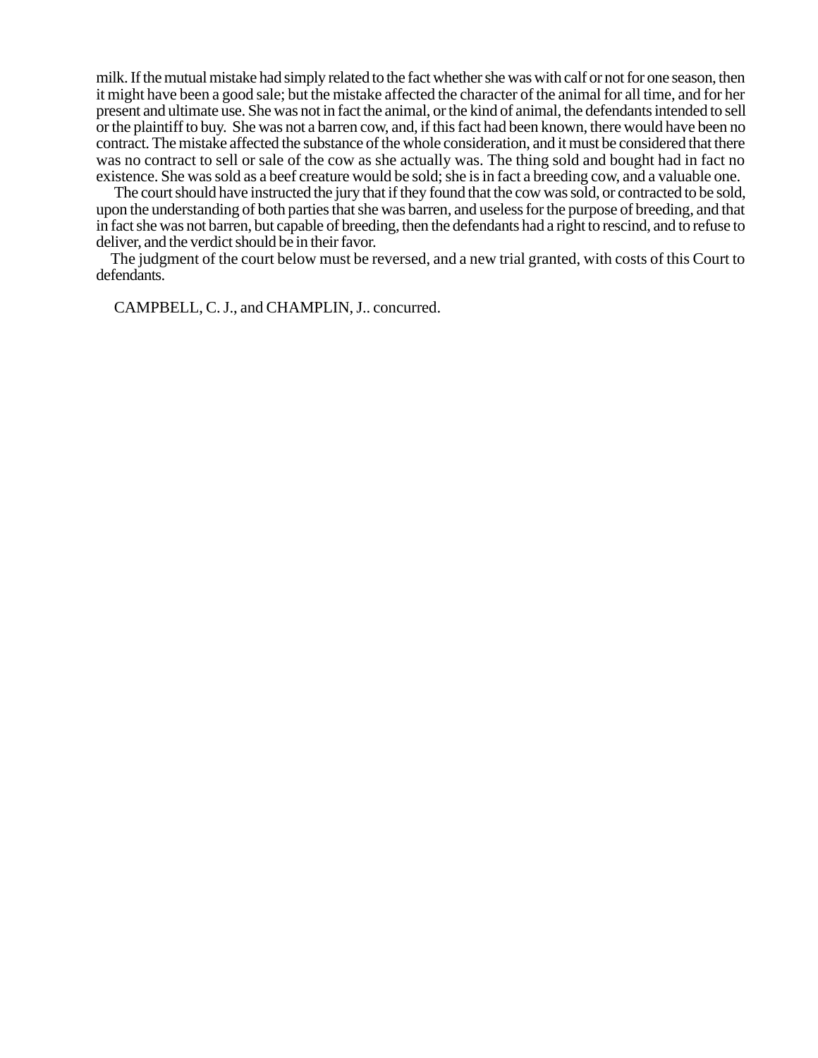milk. If the mutual mistake had simply related to the fact whether she was with calf or not for one season, then it might have been a good sale; but the mistake affected the character of the animal for all time, and for her present and ultimate use. She was not in fact the animal, or the kind of animal, the defendants intended to sell or the plaintiff to buy. She was not a barren cow, and, if this fact had been known, there would have been no contract. The mistake affected the substance of the whole consideration, and it must be considered that there was no contract to sell or sale of the cow as she actually was. The thing sold and bought had in fact no existence. She was sold as a beef creature would be sold; she is in fact a breeding cow, and a valuable one.

The court should have instructed the jury that if they found that the cow was sold, or contracted to be sold, upon the understanding of both parties that she was barren, and useless for the purpose of breeding, and that in fact she was not barren, but capable of breeding, then the defendants had a right to rescind, and to refuse to deliver, and the verdict should be in their favor.

The judgment of the court below must be reversed, and a new trial granted, with costs of this Court to defendants.

CAMPBELL, C. J., and CHAMPLIN, J.. concurred.